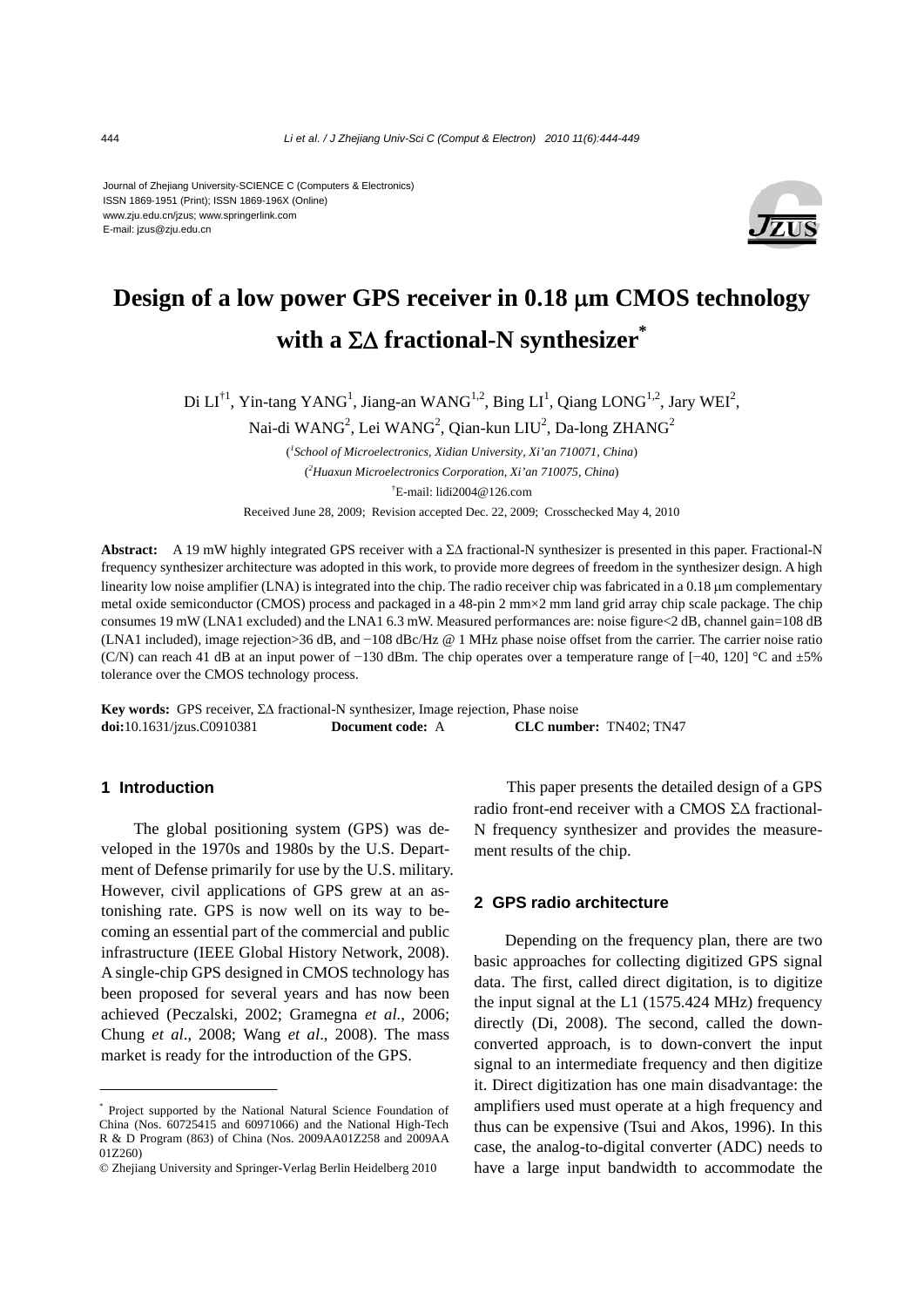Journal of Zhejiang University-SCIENCE C (Computers & Electronics)
ISSN 1869-1951 (Print); ISSN 1869-196X (Online)
www.zju.edu.cn/jzus; www.springerlink.com
E-mail: jzus@zju.edu.cn

# Design of a low power GPS receiver in 0.18 μm CMOS technology with a ΣΔ fractional-N synthesizer*

Di LI[†1], Yin-tang YANG[1], Jiang-an WANG[1,2], Bing LI[1], Qiang LONG[1,2], Jary WEI[2], Nai-di WANG[2], Lei WANG[2], Qian-kun LIU[2], Da-long ZHANG[2]

([1]*School of Microelectronics, Xidian University, Xi'an 710071, China*)

([2]*Huaxun Microelectronics Corporation, Xi'an 710075, China*)

[†]E-mail: lidi2004@126.com

Received June 28, 2009; Revision accepted Dec. 22, 2009; Crosschecked May 4, 2010

**Abstract:** A 19 mW highly integrated GPS receiver with a ΣΔ fractional-N synthesizer is presented in this paper. Fractional-N frequency synthesizer architecture was adopted in this work, to provide more degrees of freedom in the synthesizer design. A high linearity low noise amplifier (LNA) is integrated into the chip. The radio receiver chip was fabricated in a 0.18 μm complementary metal oxide semiconductor (CMOS) process and packaged in a 48-pin 2 mm×2 mm land grid array chip scale package. The chip consumes 19 mW (LNA1 excluded) and the LNA1 6.3 mW. Measured performances are: noise figure<2 dB, channel gain=108 dB (LNA1 included), image rejection>36 dB, and −108 dBc/Hz @ 1 MHz phase noise offset from the carrier. The carrier noise ratio (C/N) can reach 41 dB at an input power of −130 dBm. The chip operates over a temperature range of [−40, 120] °C and ±5% tolerance over the CMOS technology process.

**Key words:** GPS receiver, ΣΔ fractional-N synthesizer, Image rejection, Phase noise
**doi:**10.1631/jzus.C0910381 **Document code:** A **CLC number:** TN402; TN47

## 1 Introduction

The global positioning system (GPS) was developed in the 1970s and 1980s by the U.S. Department of Defense primarily for use by the U.S. military. However, civil applications of GPS grew at an astonishing rate. GPS is now well on its way to becoming an essential part of the commercial and public infrastructure (IEEE Global History Network, 2008). A single-chip GPS designed in CMOS technology has been proposed for several years and has now been achieved (Peczalski, 2002; Gramegna *et al.*, 2006; Chung *et al*., 2008; Wang *et al*., 2008). The mass market is ready for the introduction of the GPS.

This paper presents the detailed design of a GPS radio front-end receiver with a CMOS ΣΔ fractional-N frequency synthesizer and provides the measurement results of the chip.

## 2 GPS radio architecture

Depending on the frequency plan, there are two basic approaches for collecting digitized GPS signal data. The first, called direct digitization, is to digitize the input signal at the L1 (1575.424 MHz) frequency directly (Di, 2008). The second, called the down-converted approach, is to down-convert the input signal to an intermediate frequency and then digitize it. Direct digitization has one main disadvantage: the amplifiers used must operate at a high frequency and thus can be expensive (Tsui and Akos, 1996). In this case, the analog-to-digital converter (ADC) needs to have a large input bandwidth to accommodate the

---

* Project supported by the National Natural Science Foundation of China (Nos. 60725415 and 60971066) and the National High-Tech R & D Program (863) of China (Nos. 2009AA01Z258 and 2009AA01Z260)

© Zhejiang University and Springer-Verlag Berlin Heidelberg 2010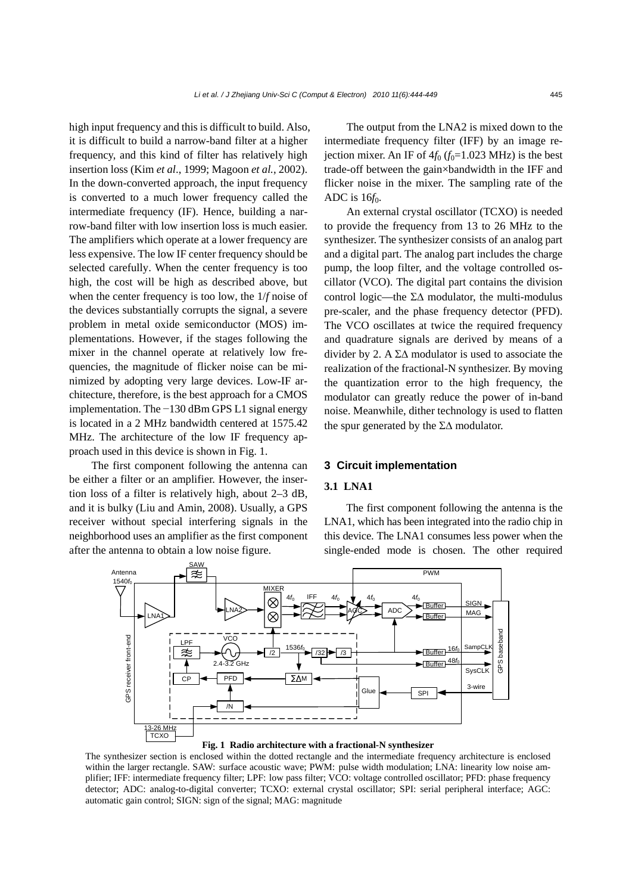high input frequency and this is difficult to build. Also, it is difficult to build a narrow-band filter at a higher frequency, and this kind of filter has relatively high insertion loss (Kim *et al.*, 1999; Magoon *et al.*, 2002). In the down-converted approach, the input frequency is converted to a much lower frequency called the intermediate frequency (IF). Hence, building a narrow-band filter with low insertion loss is much easier. The amplifiers which operate at a lower frequency are less expensive. The low IF center frequency should be selected carefully. When the center frequency is too high, the cost will be high as described above, but when the center frequency is too low, the $1/f$ noise of the devices substantially corrupts the signal, a severe problem in metal oxide semiconductor (MOS) implementations. However, if the stages following the mixer in the channel operate at relatively low frequencies, the magnitude of flicker noise can be minimized by adopting very large devices. Low-IF architecture, therefore, is the best approach for a CMOS implementation. The −130 dBm GPS L1 signal energy is located in a 2 MHz bandwidth centered at 1575.42 MHz. The architecture of the low IF frequency approach used in this device is shown in Fig. 1.

The first component following the antenna can be either a filter or an amplifier. However, the insertion loss of a filter is relatively high, about 2–3 dB, and it is bulky (Liu and Amin, 2008). Usually, a GPS receiver without special interfering signals in the neighborhood uses an amplifier as the first component after the antenna to obtain a low noise figure.

The output from the LNA2 is mixed down to the intermediate frequency filter (IFF) by an image rejection mixer. An IF of $4f_0$ ($f_0$=1.023 MHz) is the best trade-off between the gain×bandwidth in the IFF and flicker noise in the mixer. The sampling rate of the ADC is $16f_0$.

An external crystal oscillator (TCXO) is needed to provide the frequency from 13 to 26 MHz to the synthesizer. The synthesizer consists of an analog part and a digital part. The analog part includes the charge pump, the loop filter, and the voltage controlled oscillator (VCO). The digital part contains the division control logic—the ΣΔ modulator, the multi-modulus pre-scaler, and the phase frequency detector (PFD). The VCO oscillates at twice the required frequency and quadrature signals are derived by means of a divider by 2. A ΣΔ modulator is used to associate the realization of the fractional-N synthesizer. By moving the quantization error to the high frequency, the modulator can greatly reduce the power of in-band noise. Meanwhile, dither technology is used to flatten the spur generated by the ΣΔ modulator.

## 3 Circuit implementation

### 3.1 LNA1

The first component following the antenna is the LNA1, which has been integrated into the radio chip in this device. The LNA1 consumes less power when the single-ended mode is chosen. The other required

**Fig. 1 Radio architecture with a fractional-N synthesizer**

The synthesizer section is enclosed within the dotted rectangle and the intermediate frequency architecture is enclosed within the larger rectangle. SAW: surface acoustic wave; PWM: pulse width modulation; LNA: linearity low noise amplifier; IFF: intermediate frequency filter; LPF: low pass filter; VCO: voltage controlled oscillator; PFD: phase frequency detector; ADC: analog-to-digital converter; TCXO: external crystal oscillator; SPI: serial peripheral interface; AGC: automatic gain control; SIGN: sign of the signal; MAG: magnitude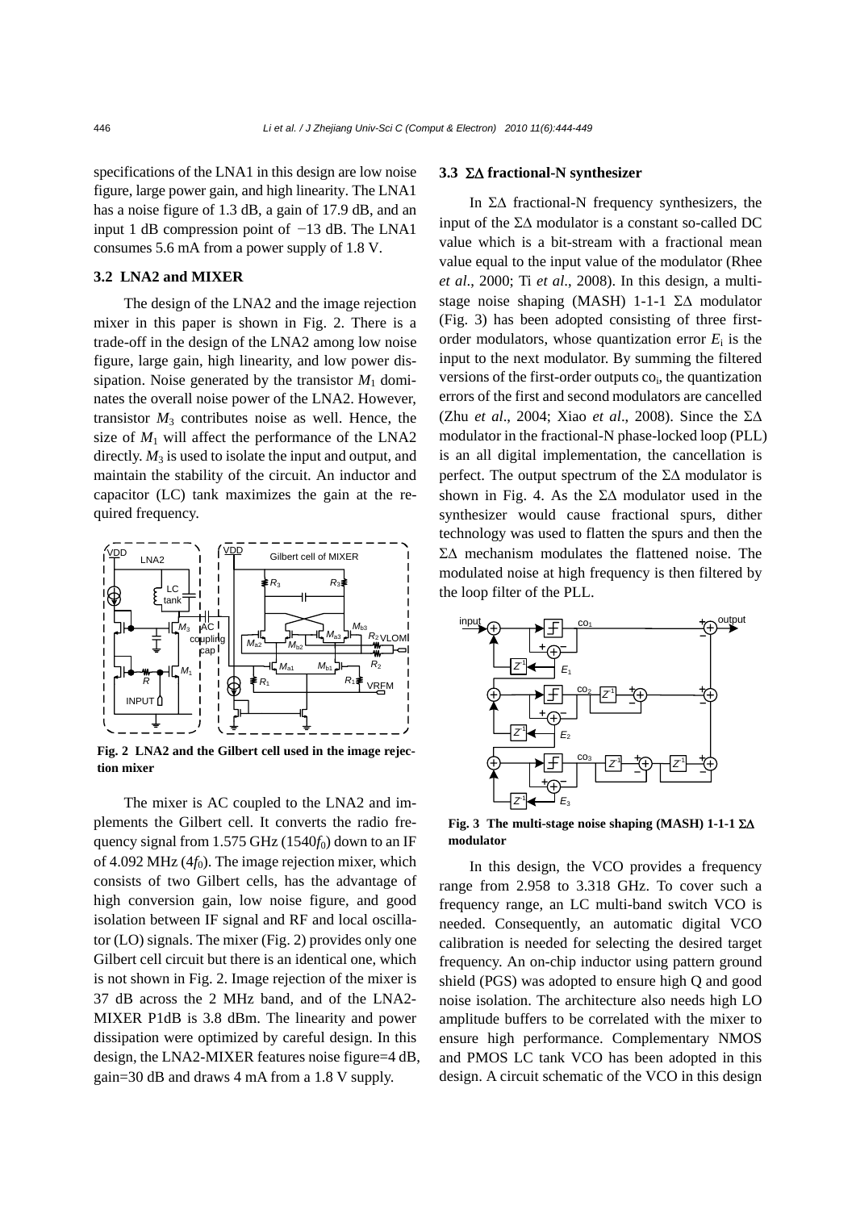specifications of the LNA1 in this design are low noise figure, large power gain, and high linearity. The LNA1 has a noise figure of 1.3 dB, a gain of 17.9 dB, and an input 1 dB compression point of −13 dB. The LNA1 consumes 5.6 mA from a power supply of 1.8 V.

### 3.2 LNA2 and MIXER

The design of the LNA2 and the image rejection mixer in this paper is shown in Fig. 2. There is a trade-off in the design of the LNA2 among low noise figure, large gain, high linearity, and low power dissipation. Noise generated by the transistor $M_1$ dominates the overall noise power of the LNA2. However, transistor $M_3$ contributes noise as well. Hence, the size of $M_1$ will affect the performance of the LNA2 directly. $M_3$ is used to isolate the input and output, and maintain the stability of the circuit. An inductor and capacitor (LC) tank maximizes the gain at the required frequency.

**Fig. 2 LNA2 and the Gilbert cell used in the image rejection mixer**

The mixer is AC coupled to the LNA2 and implements the Gilbert cell. It converts the radio frequency signal from 1.575 GHz ($1540f_0$) down to an IF of 4.092 MHz ($4f_0$). The image rejection mixer, which consists of two Gilbert cells, has the advantage of high conversion gain, low noise figure, and good isolation between IF signal and RF and local oscillator (LO) signals. The mixer (Fig. 2) provides only one Gilbert cell circuit but there is an identical one, which is not shown in Fig. 2. Image rejection of the mixer is 37 dB across the 2 MHz band, and of the LNA2-MIXER P1dB is 3.8 dBm. The linearity and power dissipation were optimized by careful design. In this design, the LNA2-MIXER features noise figure=4 dB, gain=30 dB and draws 4 mA from a 1.8 V supply.

### 3.3 ΣΔ fractional-N synthesizer

In ΣΔ fractional-N frequency synthesizers, the input of the ΣΔ modulator is a constant so-called DC value which is a bit-stream with a fractional mean value equal to the input value of the modulator (Rhee *et al*., 2000; Ti *et al*., 2008). In this design, a multi-stage noise shaping (MASH) 1-1-1 ΣΔ modulator (Fig. 3) has been adopted consisting of three first-order modulators, whose quantization error $E_i$ is the input to the next modulator. By summing the filtered versions of the first-order outputs $co_i$, the quantization errors of the first and second modulators are cancelled (Zhu *et al*., 2004; Xiao *et al*., 2008). Since the ΣΔ modulator in the fractional-N phase-locked loop (PLL) is an all digital implementation, the cancellation is perfect. The output spectrum of the ΣΔ modulator is shown in Fig. 4. As the ΣΔ modulator used in the synthesizer would cause fractional spurs, dither technology was used to flatten the spurs and then the ΣΔ mechanism modulates the flattened noise. The modulated noise at high frequency is then filtered by the loop filter of the PLL.

**Fig. 3 The multi-stage noise shaping (MASH) 1-1-1 ΣΔ modulator**

In this design, the VCO provides a frequency range from 2.958 to 3.318 GHz. To cover such a frequency range, an LC multi-band switch VCO is needed. Consequently, an automatic digital VCO calibration is needed for selecting the desired target frequency. An on-chip inductor using pattern ground shield (PGS) was adopted to ensure high Q and good noise isolation. The architecture also needs high LO amplitude buffers to be correlated with the mixer to ensure high performance. Complementary NMOS and PMOS LC tank VCO has been adopted in this design. A circuit schematic of the VCO in this design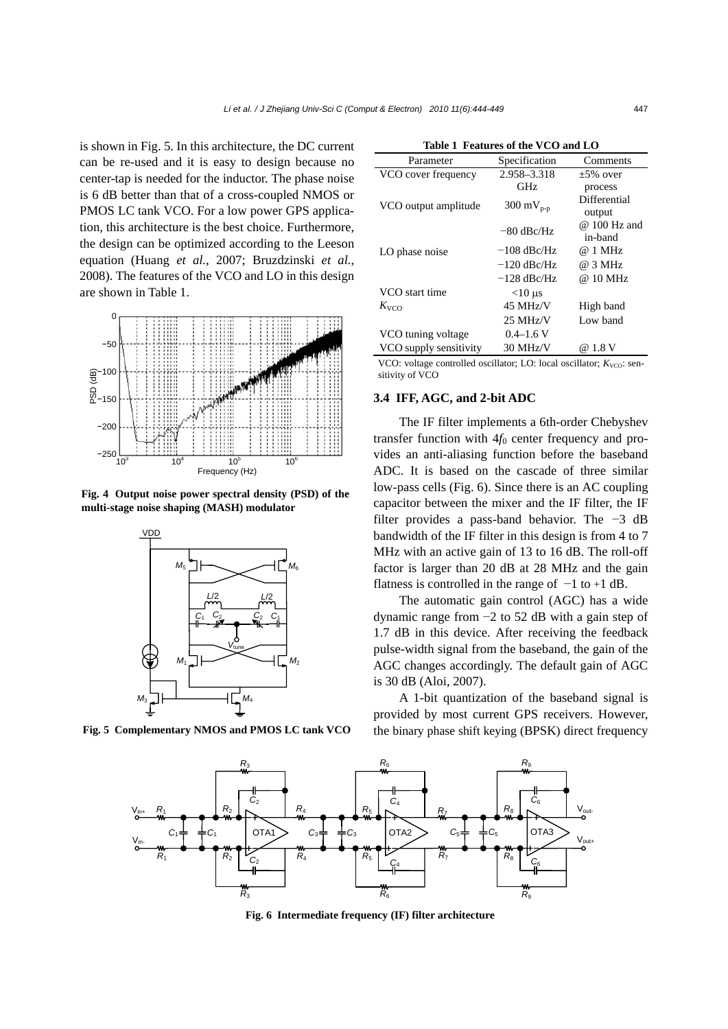is shown in Fig. 5. In this architecture, the DC current can be re-used and it is easy to design because no center-tap is needed for the inductor. The phase noise is 6 dB better than that of a cross-coupled NMOS or PMOS LC tank VCO. For a low power GPS application, this architecture is the best choice. Furthermore, the design can be optimized according to the Leeson equation (Huang *et al.*, 2007; Bruzdzinski *et al.*, 2008). The features of the VCO and LO in this design are shown in Table 1.

**Fig. 4 Output noise power spectral density (PSD) of the multi-stage noise shaping (MASH) modulator**

**Fig. 5 Complementary NMOS and PMOS LC tank VCO**

**Table 1 Features of the VCO and LO**

| Parameter | Specification | Comments |
|---|---|---|
| VCO cover frequency | 2.958–3.318 GHz | ±5% over process |
| VCO output amplitude | 300 $mV_{p\text{-}p}$ | Differential output |
| LO phase noise | −80 dBc/Hz | @ 100 Hz and in-band |
| | −108 dBc/Hz | @ 1 MHz |
| | −120 dBc/Hz | @ 3 MHz |
| | −128 dBc/Hz | @ 10 MHz |
| VCO start time | <10 μs | |
| $K_{VCO}$ | 45 MHz/V | High band |
| | 25 MHz/V | Low band |
| VCO tuning voltage | 0.4–1.6 V | |
| VCO supply sensitivity | 30 MHz/V | @ 1.8 V |

VCO: voltage controlled oscillator; LO: local oscillator; $K_{VCO}$: sensitivity of VCO

### 3.4 IFF, AGC, and 2-bit ADC

The IF filter implements a 6th-order Chebyshev transfer function with $4f_0$ center frequency and provides an anti-aliasing function before the baseband ADC. It is based on the cascade of three similar low-pass cells (Fig. 6). Since there is an AC coupling capacitor between the mixer and the IF filter, the IF filter provides a pass-band behavior. The −3 dB bandwidth of the IF filter in this design is from 4 to 7 MHz with an active gain of 13 to 16 dB. The roll-off factor is larger than 20 dB at 28 MHz and the gain flatness is controlled in the range of −1 to +1 dB.

The automatic gain control (AGC) has a wide dynamic range from −2 to 52 dB with a gain step of 1.7 dB in this device. After receiving the feedback pulse-width signal from the baseband, the gain of the AGC changes accordingly. The default gain of AGC is 30 dB (Aloi, 2007).

A 1-bit quantization of the baseband signal is provided by most current GPS receivers. However, the binary phase shift keying (BPSK) direct frequency

**Fig. 6 Intermediate frequency (IF) filter architecture**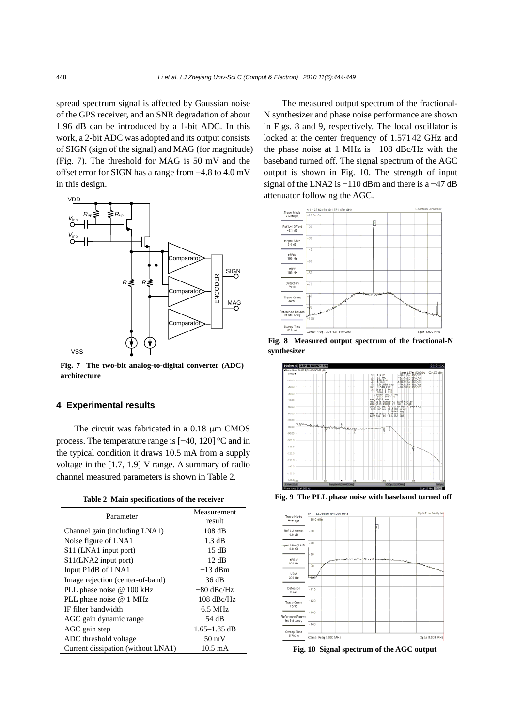spread spectrum signal is affected by Gaussian noise of the GPS receiver, and an SNR degradation of about 1.96 dB can be introduced by a 1-bit ADC. In this work, a 2-bit ADC was adopted and its output consists of SIGN (sign of the signal) and MAG (for magnitude) (Fig. 7). The threshold for MAG is 50 mV and the offset error for SIGN has a range from −4.8 to 4.0 mV in this design.

**Fig. 7 The two-bit analog-to-digital converter (ADC) architecture**

## 4 Experimental results

The circuit was fabricated in a 0.18 μm CMOS process. The temperature range is [−40, 120] °C and in the typical condition it draws 10.5 mA from a supply voltage in the [1.7, 1.9] V range. A summary of radio channel measured parameters is shown in Table 2.

**Table 2 Main specifications of the receiver**

| Parameter | Measurement result |
|---|---|
| Channel gain (including LNA1) | 108 dB |
| Noise figure of LNA1 | 1.3 dB |
| S11 (LNA1 input port) | −15 dB |
| S11(LNA2 input port) | −12 dB |
| Input P1dB of LNA1 | −13 dBm |
| Image rejection (center-of-band) | 36 dB |
| PLL phase noise @ 100 kHz | −80 dBc/Hz |
| PLL phase noise @ 1 MHz | −108 dBc/Hz |
| IF filter bandwidth | 6.5 MHz |
| AGC gain dynamic range | 54 dB |
| AGC gain step | 1.65–1.85 dB |
| ADC threshold voltage | 50 mV |
| Current dissipation (without LNA1) | 10.5 mA |

The measured output spectrum of the fractional-N synthesizer and phase noise performance are shown in Figs. 8 and 9, respectively. The local oscillator is locked at the center frequency of 1.571 42 GHz and the phase noise at 1 MHz is −108 dBc/Hz with the baseband turned off. The signal spectrum of the AGC output is shown in Fig. 10. The strength of input signal of the LNA2 is −110 dBm and there is a −47 dB attenuator following the AGC.

**Fig. 8 Measured output spectrum of the fractional-N synthesizer**

**Fig. 9 The PLL phase noise with baseband turned off**

**Fig. 10 Signal spectrum of the AGC output**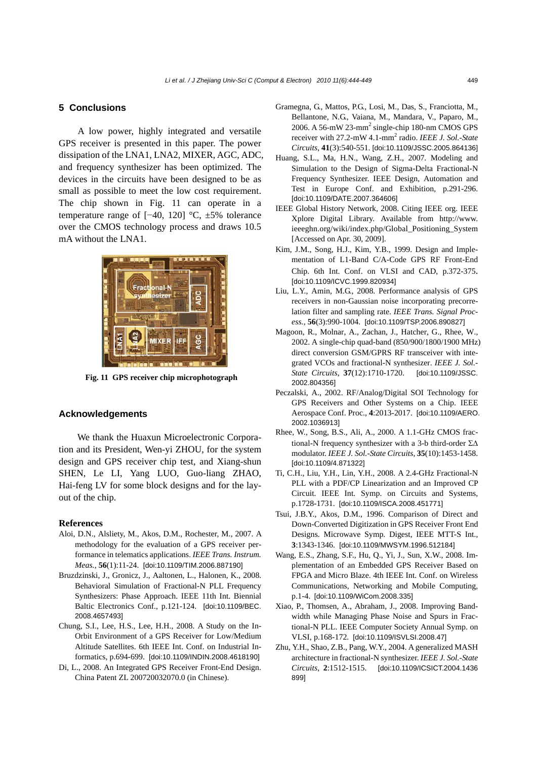## 5 Conclusions

A low power, highly integrated and versatile GPS receiver is presented in this paper. The power dissipation of the LNA1, LNA2, MIXER, AGC, ADC, and frequency synthesizer has been optimized. The devices in the circuits have been designed to be as small as possible to meet the low cost requirement. The chip shown in Fig. 11 can operate in a temperature range of [−40, 120] °C, ±5% tolerance over the CMOS technology process and draws 10.5 mA without the LNA1.

Fractional-N synthesizer
ADC
LNA1
LNA2
MIXER
IFF
AGC

**Fig. 11 GPS receiver chip microphotograph**

## Acknowledgements

We thank the Huaxun Microelectronic Corporation and its President, Wen-yi ZHOU, for the system design and GPS receiver chip test, and Xiang-shun SHEN, Le LI, Yang LUO, Guo-liang ZHAO, Hai-feng LV for some block designs and for the layout of the chip.

## References

Aloi, D.N., Alsliety, M., Akos, D.M., Rochester, M., 2007. A methodology for the evaluation of a GPS receiver performance in telematics applications. *IEEE Trans. Instrum. Meas.*, **56**(1):11-24. [doi:10.1109/TIM.2006.887190]

Bruzdzinski, J., Gronicz, J., Aaltonen, L., Halonen, K., 2008. Behavioral Simulation of Fractional-N PLL Frequency Synthesizers: Phase Approach. IEEE 11th Int. Biennial Baltic Electronics Conf., p.121-124. [doi:10.1109/BEC.2008.4657493]

Chung, S.I., Lee, H.S., Lee, H.H., 2008. A Study on the In-Orbit Environment of a GPS Receiver for Low/Medium Altitude Satellites. 6th IEEE Int. Conf. on Industrial Informatics, p.694-699. [doi:10.1109/INDIN.2008.4618190]

Di, L., 2008. An Integrated GPS Receiver Front-End Design. China Patent ZL 200720032070.0 (in Chinese).

Gramegna, G., Mattos, P.G., Losi, M., Das, S., Franciotta, M., Bellantone, N.G., Vaiana, M., Mandara, V., Paparo, M., 2006. A 56-mW 23-mm$^2$ single-chip 180-nm CMOS GPS receiver with 27.2-mW 4.1-mm$^2$ radio. *IEEE J. Sol.-State Circuits*, **41**(3):540-551. [doi:10.1109/JSSC.2005.864136]

Huang, S.L., Ma, H.N., Wang, Z.H., 2007. Modeling and Simulation to the Design of Sigma-Delta Fractional-N Frequency Synthesizer. IEEE Design, Automation and Test in Europe Conf. and Exhibition, p.291-296. [doi:10.1109/DATE.2007.364606]

IEEE Global History Network, 2008. Citing IEEE org. IEEE Xplore Digital Library. Available from http://www.ieeeghn.org/wiki/index.php/Global_Positioning_System [Accessed on Apr. 30, 2009].

Kim, J.M., Song, H.J., Kim, Y.B., 1999. Design and Implementation of L1-Band C/A-Code GPS RF Front-End Chip. 6th Int. Conf. on VLSI and CAD, p.372-375. [doi:10.1109/ICVC.1999.820934]

Liu, L.Y., Amin, M.G., 2008. Performance analysis of GPS receivers in non-Gaussian noise incorporating precorrelation filter and sampling rate. *IEEE Trans. Signal Process.*, **56**(3):990-1004. [doi:10.1109/TSP.2006.890827]

Magoon, R., Molnar, A., Zachan, J., Hatcher, G., Rhee, W., 2002. A single-chip quad-band (850/900/1800/1900 MHz) direct conversion GSM/GPRS RF transceiver with integrated VCOs and fractional-N synthesizer. *IEEE J. Sol.-State Circuits*, **37**(12):1710-1720. [doi:10.1109/JSSC.2002.804356]

Peczalski, A., 2002. RF/Analog/Digital SOI Technology for GPS Receivers and Other Systems on a Chip. IEEE Aerospace Conf. Proc., **4**:2013-2017. [doi:10.1109/AERO.2002.1036913]

Rhee, W., Song, B.S., Ali, A., 2000. A 1.1-GHz CMOS fractional-N frequency synthesizer with a 3-b third-order ΣΔ modulator. *IEEE J. Sol.-State Circuits*, **35**(10):1453-1458. [doi:10.1109/4.871322]

Ti, C.H., Liu, Y.H., Lin, Y.H., 2008. A 2.4-GHz Fractional-N PLL with a PDF/CP Linearization and an Improved CP Circuit. IEEE Int. Symp. on Circuits and Systems, p.1728-1731. [doi:10.1109/ISCA.2008.451771]

Tsui, J.B.Y., Akos, D.M., 1996. Comparison of Direct and Down-Converted Digitization in GPS Receiver Front End Designs. Microwave Symp. Digest, IEEE MTT-S Int., **3**:1343-1346. [doi:10.1109/MWSYM.1996.512184]

Wang, E.S., Zhang, S.F., Hu, Q., Yi, J., Sun, X.W., 2008. Implementation of an Embedded GPS Receiver Based on FPGA and Micro Blaze. 4th IEEE Int. Conf. on Wireless Communications, Networking and Mobile Computing, p.1-4. [doi:10.1109/WiCom.2008.335]

Xiao, P., Thomsen, A., Abraham, J., 2008. Improving Bandwidth while Managing Phase Noise and Spurs in Fractional-N PLL. IEEE Computer Society Annual Symp. on VLSI, p.168-172. [doi:10.1109/ISVLSI.2008.47]

Zhu, Y.H., Shao, Z.B., Pang, W.Y., 2004. A generalized MASH architecture in fractional-N synthesizer. *IEEE J. Sol.-State Circuits*, **2**:1512-1515. [doi:10.1109/ICSICT.2004.1436899]